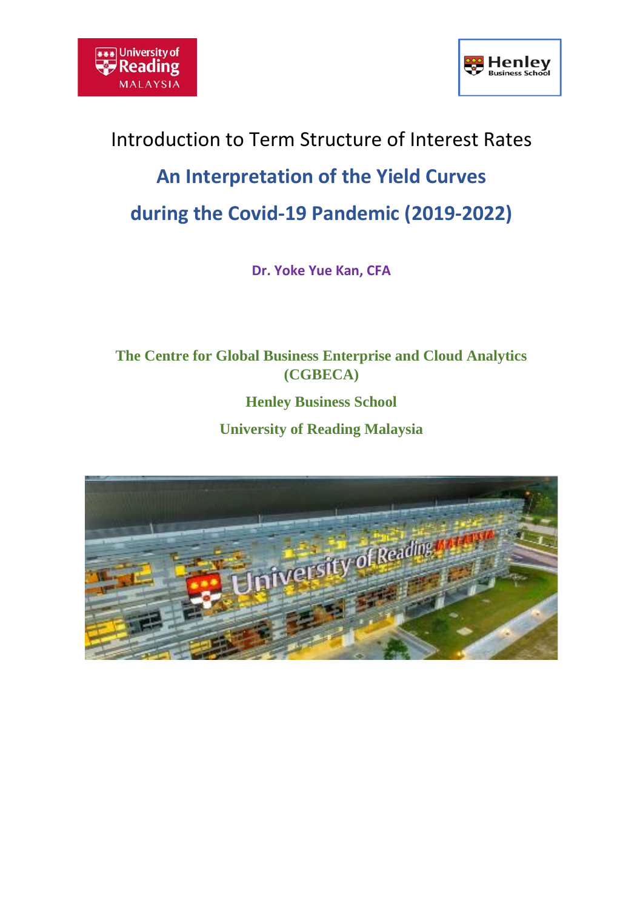Introduction to Term Structure of Interest Rates

# An Interpretation of the Yield Curves during the Covid-19 Pandemic (2019-2022)

**Dr. Yoke Yue Kan, CFA**

**The Centre for Global Business Enterprise and Cloud Analytics (CGBECA)**

**Henley Business School**

**University of Reading Malaysia**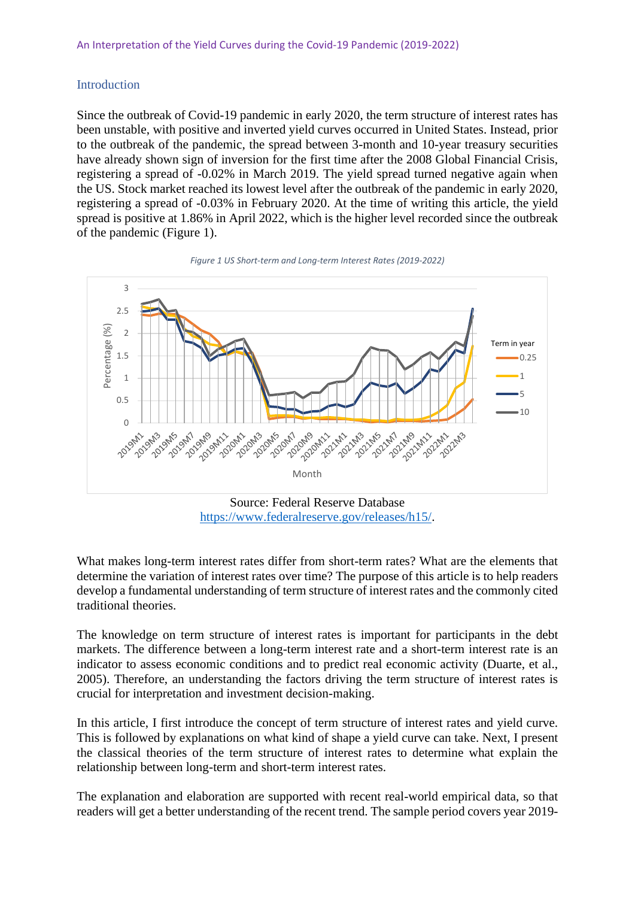An Interpretation of the Yield Curves during the Covid-19 Pandemic (2019-2022)

## Introduction

Since the outbreak of Covid-19 pandemic in early 2020, the term structure of interest rates has been unstable, with positive and inverted yield curves occurred in United States. Instead, prior to the outbreak of the pandemic, the spread between 3-month and 10-year treasury securities have already shown sign of inversion for the first time after the 2008 Global Financial Crisis, registering a spread of -0.02% in March 2019. The yield spread turned negative again when the US. Stock market reached its lowest level after the outbreak of the pandemic in early 2020, registering a spread of -0.03% in February 2020. At the time of writing this article, the yield spread is positive at 1.86% in April 2022, which is the higher level recorded since the outbreak of the pandemic (Figure 1).

*Figure 1 US Short-term and Long-term Interest Rates (2019-2022)*

Source: Federal Reserve Database
https://www.federalreserve.gov/releases/h15/.

What makes long-term interest rates differ from short-term rates? What are the elements that determine the variation of interest rates over time? The purpose of this article is to help readers develop a fundamental understanding of term structure of interest rates and the commonly cited traditional theories.

The knowledge on term structure of interest rates is important for participants in the debt markets. The difference between a long-term interest rate and a short-term interest rate is an indicator to assess economic conditions and to predict real economic activity (Duarte, et al., 2005). Therefore, an understanding the factors driving the term structure of interest rates is crucial for interpretation and investment decision-making.

In this article, I first introduce the concept of term structure of interest rates and yield curve. This is followed by explanations on what kind of shape a yield curve can take. Next, I present the classical theories of the term structure of interest rates to determine what explain the relationship between long-term and short-term interest rates.

The explanation and elaboration are supported with recent real-world empirical data, so that readers will get a better understanding of the recent trend. The sample period covers year 2019-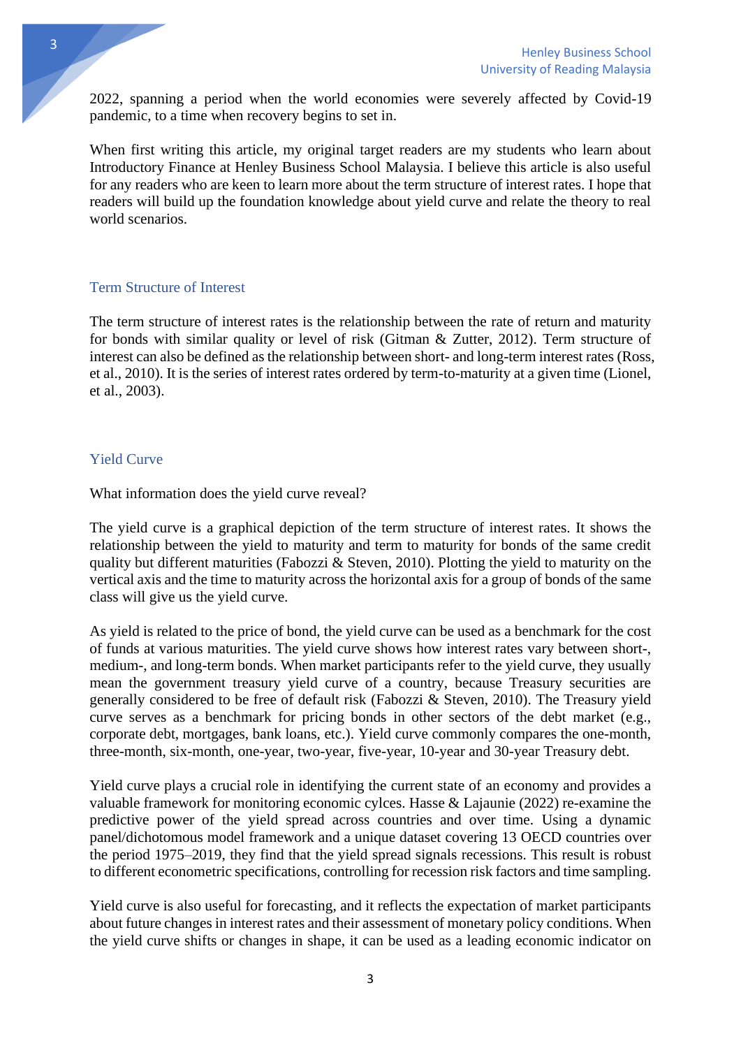2022, spanning a period when the world economies were severely affected by Covid-19 pandemic, to a time when recovery begins to set in.

When first writing this article, my original target readers are my students who learn about Introductory Finance at Henley Business School Malaysia. I believe this article is also useful for any readers who are keen to learn more about the term structure of interest rates. I hope that readers will build up the foundation knowledge about yield curve and relate the theory to real world scenarios.

## Term Structure of Interest

The term structure of interest rates is the relationship between the rate of return and maturity for bonds with similar quality or level of risk (Gitman & Zutter, 2012). Term structure of interest can also be defined as the relationship between short- and long-term interest rates (Ross, et al., 2010). It is the series of interest rates ordered by term-to-maturity at a given time (Lionel, et al., 2003).

## Yield Curve

What information does the yield curve reveal?

The yield curve is a graphical depiction of the term structure of interest rates. It shows the relationship between the yield to maturity and term to maturity for bonds of the same credit quality but different maturities (Fabozzi & Steven, 2010). Plotting the yield to maturity on the vertical axis and the time to maturity across the horizontal axis for a group of bonds of the same class will give us the yield curve.

As yield is related to the price of bond, the yield curve can be used as a benchmark for the cost of funds at various maturities. The yield curve shows how interest rates vary between short-, medium-, and long-term bonds. When market participants refer to the yield curve, they usually mean the government treasury yield curve of a country, because Treasury securities are generally considered to be free of default risk (Fabozzi & Steven, 2010). The Treasury yield curve serves as a benchmark for pricing bonds in other sectors of the debt market (e.g., corporate debt, mortgages, bank loans, etc.). Yield curve commonly compares the one-month, three-month, six-month, one-year, two-year, five-year, 10-year and 30-year Treasury debt.

Yield curve plays a crucial role in identifying the current state of an economy and provides a valuable framework for monitoring economic cylces. Hasse & Lajaunie (2022) re-examine the predictive power of the yield spread across countries and over time. Using a dynamic panel/dichotomous model framework and a unique dataset covering 13 OECD countries over the period 1975–2019, they find that the yield spread signals recessions. This result is robust to different econometric specifications, controlling for recession risk factors and time sampling.

Yield curve is also useful for forecasting, and it reflects the expectation of market participants about future changes in interest rates and their assessment of monetary policy conditions. When the yield curve shifts or changes in shape, it can be used as a leading economic indicator on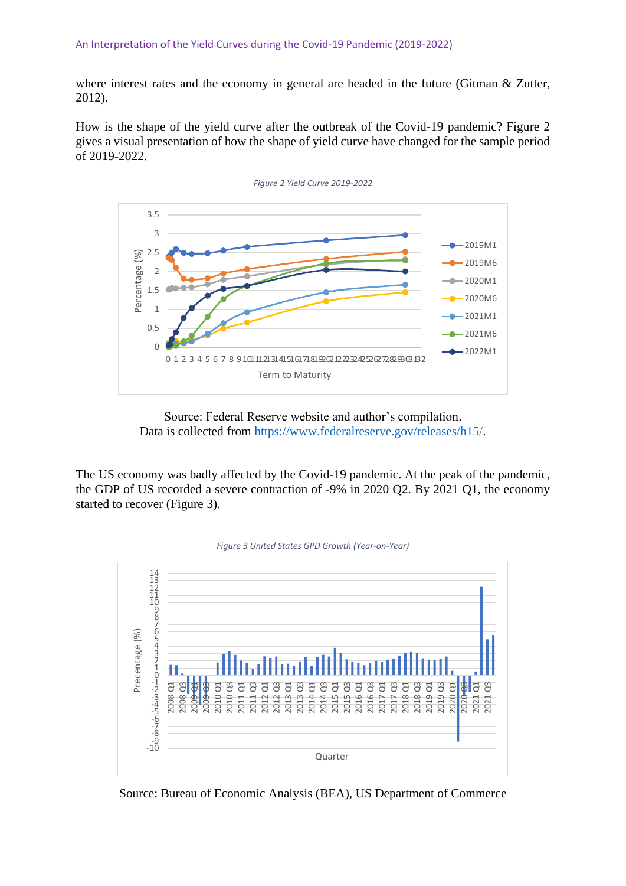where interest rates and the economy in general are headed in the future (Gitman & Zutter, 2012).

How is the shape of the yield curve after the outbreak of the Covid-19 pandemic? Figure 2 gives a visual presentation of how the shape of yield curve have changed for the sample period of 2019-2022.

*Figure 2 Yield Curve 2019-2022*

Source: Federal Reserve website and author's compilation.
Data is collected from https://www.federalreserve.gov/releases/h15/.

The US economy was badly affected by the Covid-19 pandemic. At the peak of the pandemic, the GDP of US recorded a severe contraction of -9% in 2020 Q2. By 2021 Q1, the economy started to recover (Figure 3).

*Figure 3 United States GPD Growth (Year-on-Year)*

Source: Bureau of Economic Analysis (BEA), US Department of Commerce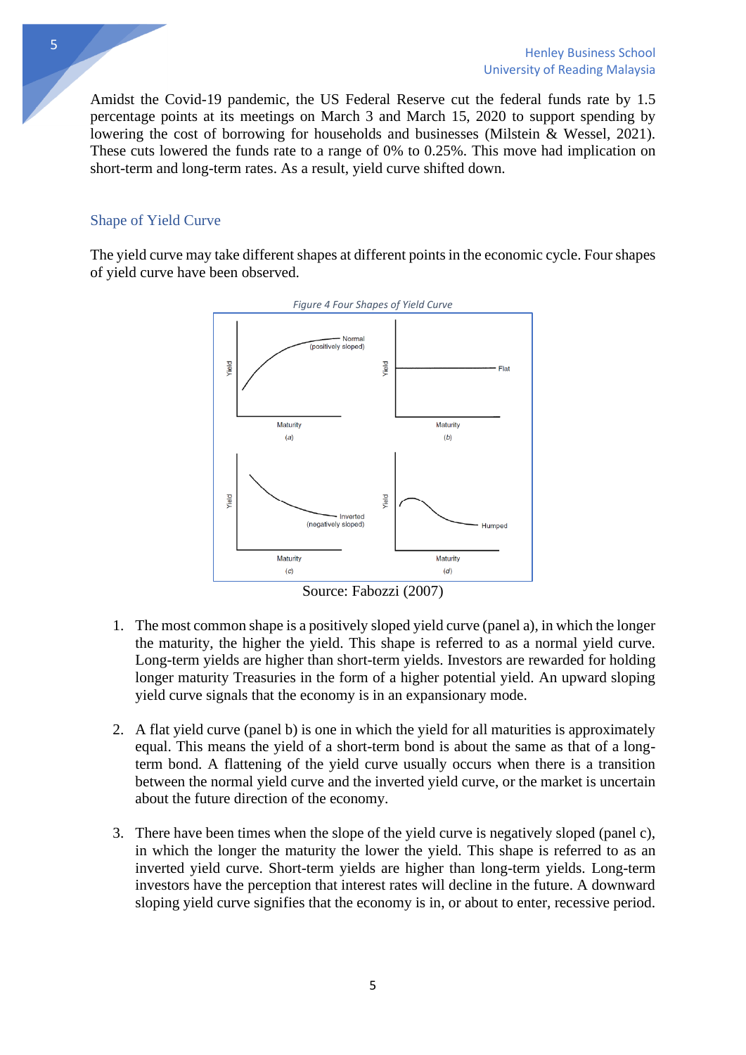Amidst the Covid-19 pandemic, the US Federal Reserve cut the federal funds rate by 1.5 percentage points at its meetings on March 3 and March 15, 2020 to support spending by lowering the cost of borrowing for households and businesses (Milstein & Wessel, 2021). These cuts lowered the funds rate to a range of 0% to 0.25%. This move had implication on short-term and long-term rates. As a result, yield curve shifted down.

## Shape of Yield Curve

The yield curve may take different shapes at different points in the economic cycle. Four shapes of yield curve have been observed.

*Figure 4 Four Shapes of Yield Curve*

Source: Fabozzi (2007)

1. The most common shape is a positively sloped yield curve (panel a), in which the longer the maturity, the higher the yield. This shape is referred to as a normal yield curve. Long-term yields are higher than short-term yields. Investors are rewarded for holding longer maturity Treasuries in the form of a higher potential yield. An upward sloping yield curve signals that the economy is in an expansionary mode.

2. A flat yield curve (panel b) is one in which the yield for all maturities is approximately equal. This means the yield of a short-term bond is about the same as that of a long-term bond. A flattening of the yield curve usually occurs when there is a transition between the normal yield curve and the inverted yield curve, or the market is uncertain about the future direction of the economy.

3. There have been times when the slope of the yield curve is negatively sloped (panel c), in which the longer the maturity the lower the yield. This shape is referred to as an inverted yield curve. Short-term yields are higher than long-term yields. Long-term investors have the perception that interest rates will decline in the future. A downward sloping yield curve signifies that the economy is in, or about to enter, recessive period.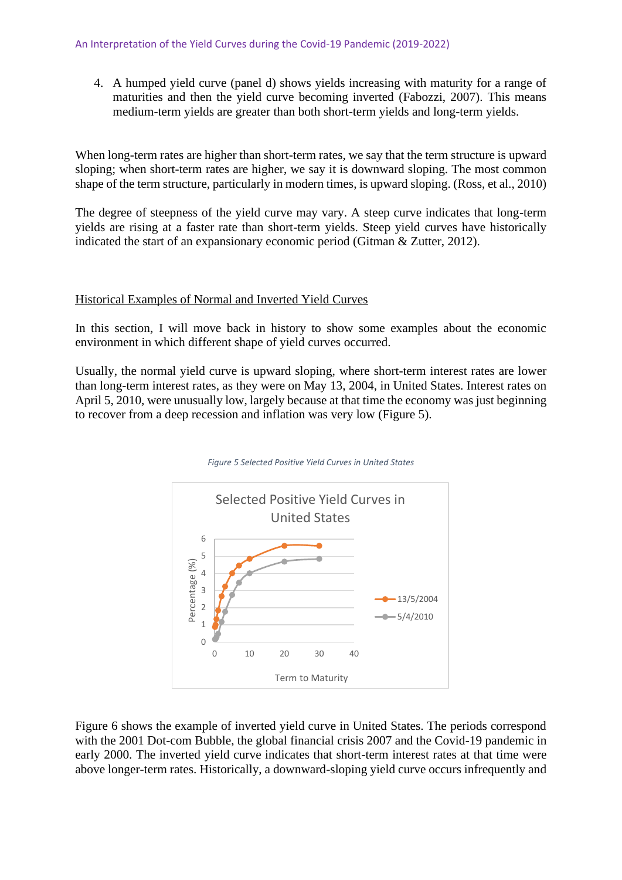4. A humped yield curve (panel d) shows yields increasing with maturity for a range of maturities and then the yield curve becoming inverted (Fabozzi, 2007). This means medium-term yields are greater than both short-term yields and long-term yields.

When long-term rates are higher than short-term rates, we say that the term structure is upward sloping; when short-term rates are higher, we say it is downward sloping. The most common shape of the term structure, particularly in modern times, is upward sloping. (Ross, et al., 2010)

The degree of steepness of the yield curve may vary. A steep curve indicates that long-term yields are rising at a faster rate than short-term yields. Steep yield curves have historically indicated the start of an expansionary economic period (Gitman & Zutter, 2012).

## Historical Examples of Normal and Inverted Yield Curves

In this section, I will move back in history to show some examples about the economic environment in which different shape of yield curves occurred.

Usually, the normal yield curve is upward sloping, where short-term interest rates are lower than long-term interest rates, as they were on May 13, 2004, in United States. Interest rates on April 5, 2010, were unusually low, largely because at that time the economy was just beginning to recover from a deep recession and inflation was very low (Figure 5).

*Figure 5 Selected Positive Yield Curves in United States*

Figure 6 shows the example of inverted yield curve in United States. The periods correspond with the 2001 Dot-com Bubble, the global financial crisis 2007 and the Covid-19 pandemic in early 2000. The inverted yield curve indicates that short-term interest rates at that time were above longer-term rates. Historically, a downward-sloping yield curve occurs infrequently and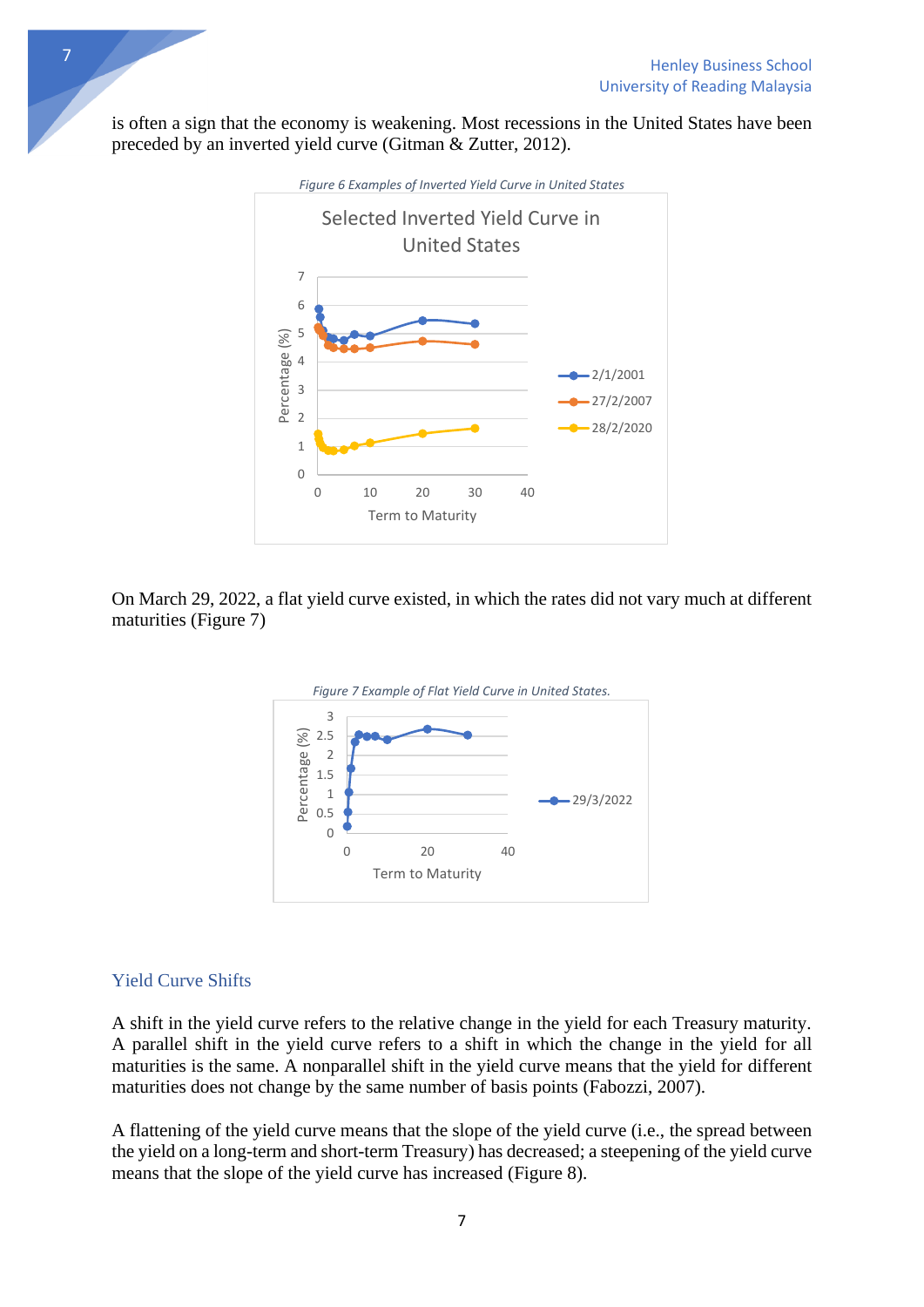is often a sign that the economy is weakening. Most recessions in the United States have been preceded by an inverted yield curve (Gitman & Zutter, 2012).

*Figure 6 Examples of Inverted Yield Curve in United States*

On March 29, 2022, a flat yield curve existed, in which the rates did not vary much at different maturities (Figure 7)

*Figure 7 Example of Flat Yield Curve in United States.*

## Yield Curve Shifts

A shift in the yield curve refers to the relative change in the yield for each Treasury maturity. A parallel shift in the yield curve refers to a shift in which the change in the yield for all maturities is the same. A nonparallel shift in the yield curve means that the yield for different maturities does not change by the same number of basis points (Fabozzi, 2007).

A flattening of the yield curve means that the slope of the yield curve (i.e., the spread between the yield on a long-term and short-term Treasury) has decreased; a steepening of the yield curve means that the slope of the yield curve has increased (Figure 8).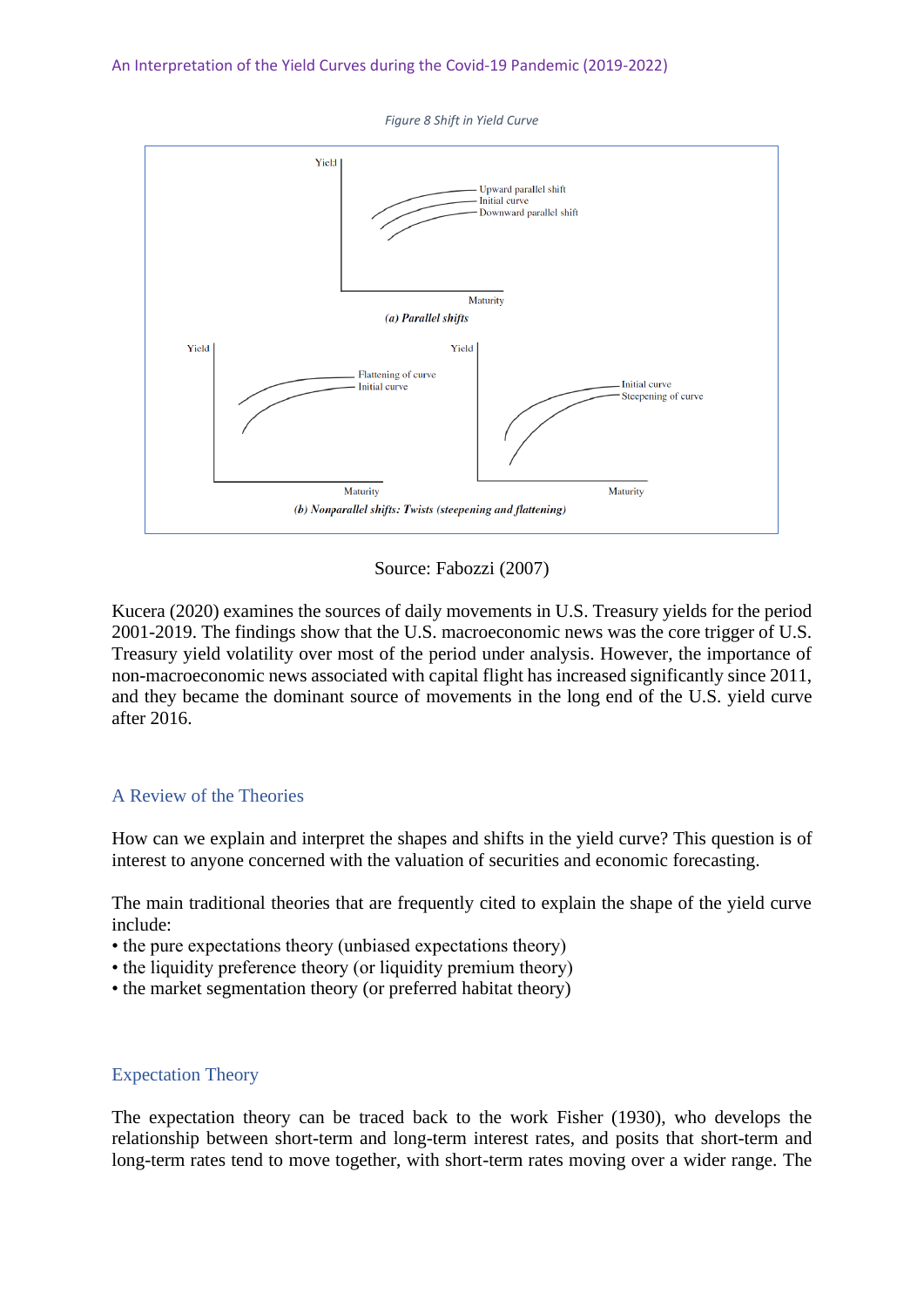*Figure 8 Shift in Yield Curve*

Source: Fabozzi (2007)

Kucera (2020) examines the sources of daily movements in U.S. Treasury yields for the period 2001-2019. The findings show that the U.S. macroeconomic news was the core trigger of U.S. Treasury yield volatility over most of the period under analysis. However, the importance of non-macroeconomic news associated with capital flight has increased significantly since 2011, and they became the dominant source of movements in the long end of the U.S. yield curve after 2016.

## A Review of the Theories

How can we explain and interpret the shapes and shifts in the yield curve? This question is of interest to anyone concerned with the valuation of securities and economic forecasting.

The main traditional theories that are frequently cited to explain the shape of the yield curve include:

- the pure expectations theory (unbiased expectations theory)
- the liquidity preference theory (or liquidity premium theory)
- the market segmentation theory (or preferred habitat theory)

## Expectation Theory

The expectation theory can be traced back to the work Fisher (1930), who develops the relationship between short-term and long-term interest rates, and posits that short-term and long-term rates tend to move together, with short-term rates moving over a wider range. The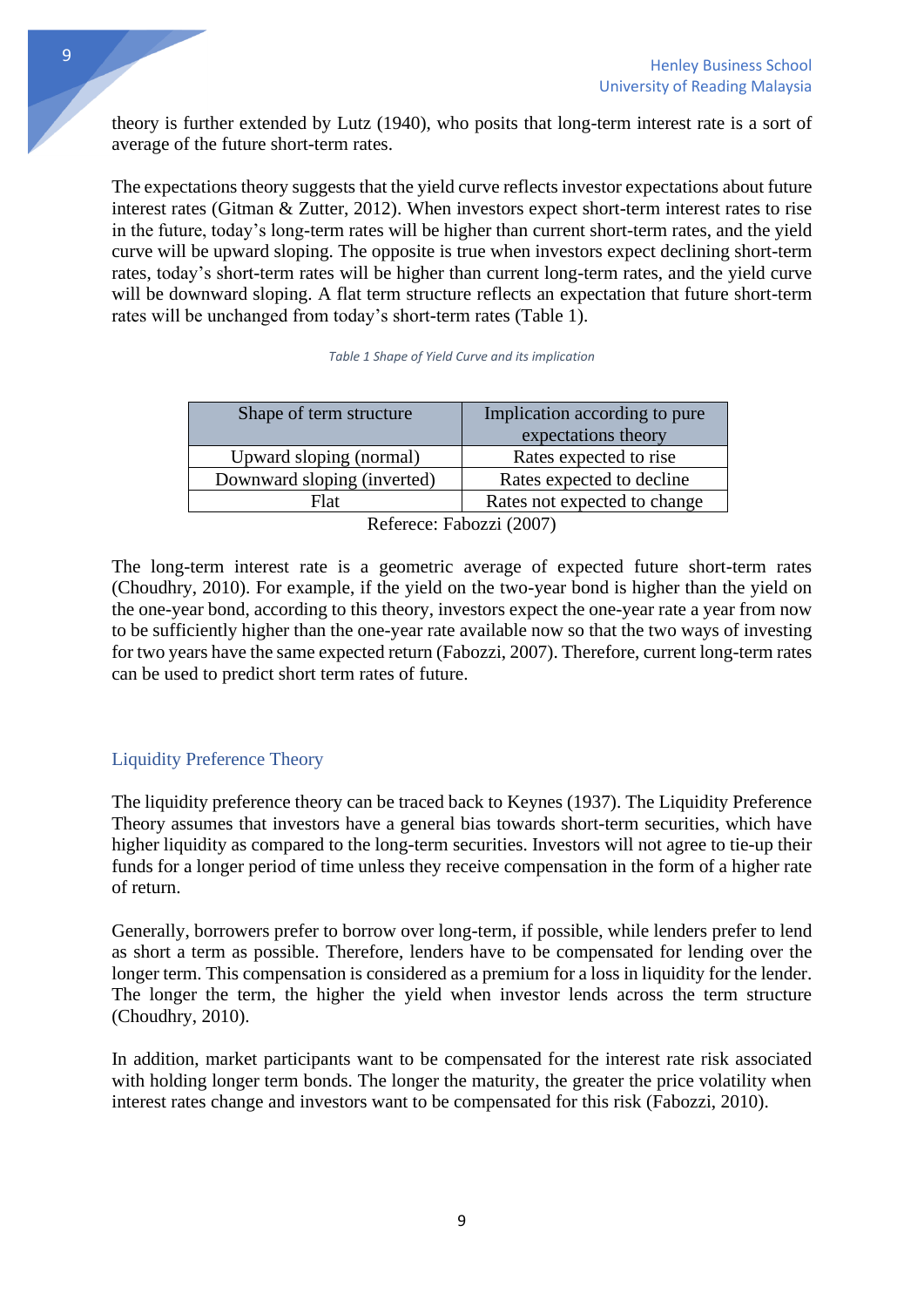theory is further extended by Lutz (1940), who posits that long-term interest rate is a sort of average of the future short-term rates.

The expectations theory suggests that the yield curve reflects investor expectations about future interest rates (Gitman & Zutter, 2012). When investors expect short-term interest rates to rise in the future, today's long-term rates will be higher than current short-term rates, and the yield curve will be upward sloping. The opposite is true when investors expect declining short-term rates, today's short-term rates will be higher than current long-term rates, and the yield curve will be downward sloping. A flat term structure reflects an expectation that future short-term rates will be unchanged from today's short-term rates (Table 1).

*Table 1 Shape of Yield Curve and its implication*

| Shape of term structure | Implication according to pure expectations theory |
|---|---|
| Upward sloping (normal) | Rates expected to rise |
| Downward sloping (inverted) | Rates expected to decline |
| Flat | Rates not expected to change |

Referece: Fabozzi (2007)

The long-term interest rate is a geometric average of expected future short-term rates (Choudhry, 2010). For example, if the yield on the two-year bond is higher than the yield on the one-year bond, according to this theory, investors expect the one-year rate a year from now to be sufficiently higher than the one-year rate available now so that the two ways of investing for two years have the same expected return (Fabozzi, 2007). Therefore, current long-term rates can be used to predict short term rates of future.

## Liquidity Preference Theory

The liquidity preference theory can be traced back to Keynes (1937). The Liquidity Preference Theory assumes that investors have a general bias towards short-term securities, which have higher liquidity as compared to the long-term securities. Investors will not agree to tie-up their funds for a longer period of time unless they receive compensation in the form of a higher rate of return.

Generally, borrowers prefer to borrow over long-term, if possible, while lenders prefer to lend as short a term as possible. Therefore, lenders have to be compensated for lending over the longer term. This compensation is considered as a premium for a loss in liquidity for the lender. The longer the term, the higher the yield when investor lends across the term structure (Choudhry, 2010).

In addition, market participants want to be compensated for the interest rate risk associated with holding longer term bonds. The longer the maturity, the greater the price volatility when interest rates change and investors want to be compensated for this risk (Fabozzi, 2010).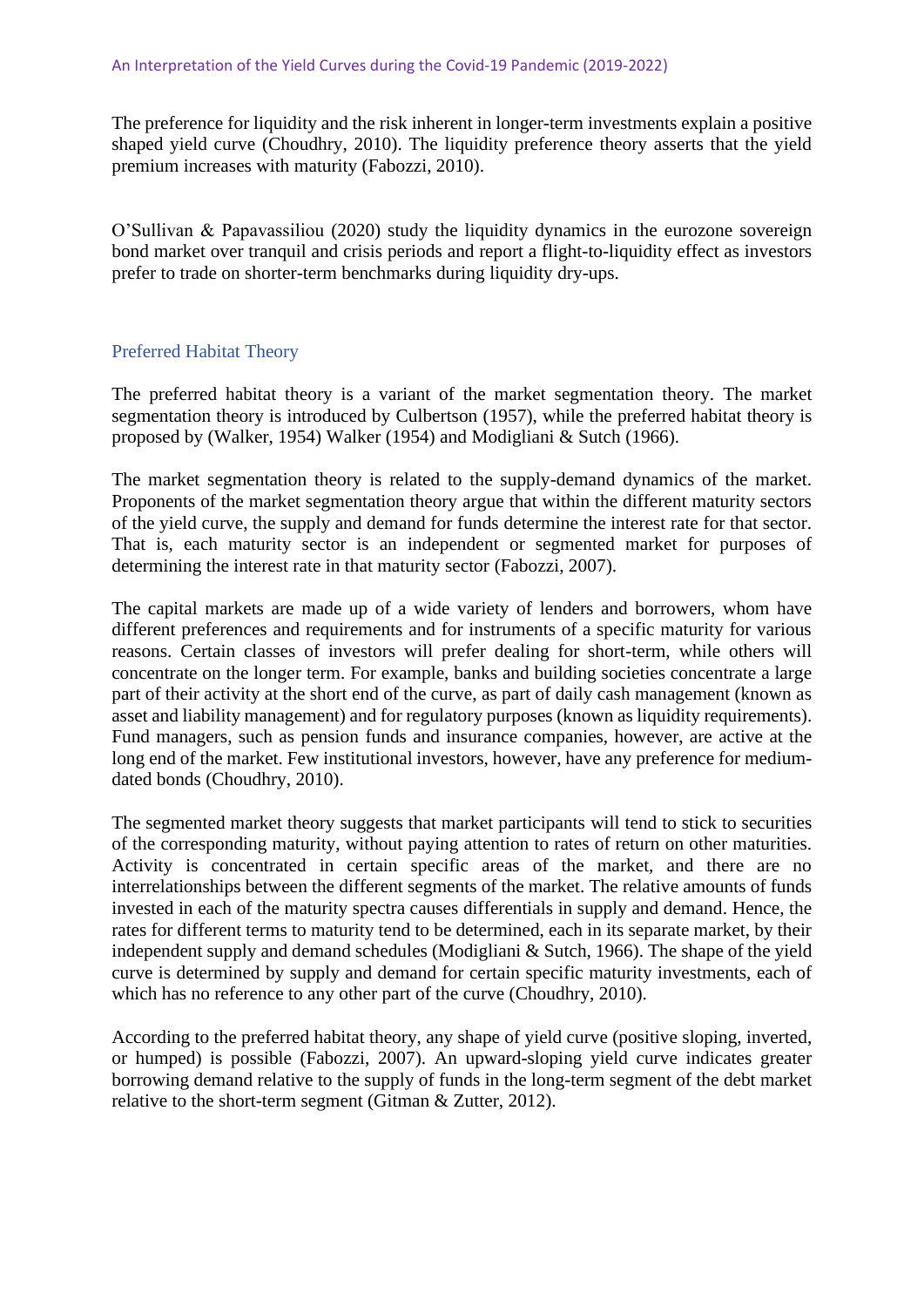The preference for liquidity and the risk inherent in longer-term investments explain a positive shaped yield curve (Choudhry, 2010). The liquidity preference theory asserts that the yield premium increases with maturity (Fabozzi, 2010).

O'Sullivan & Papavassiliou (2020) study the liquidity dynamics in the eurozone sovereign bond market over tranquil and crisis periods and report a flight-to-liquidity effect as investors prefer to trade on shorter-term benchmarks during liquidity dry-ups.

## Preferred Habitat Theory

The preferred habitat theory is a variant of the market segmentation theory. The market segmentation theory is introduced by Culbertson (1957), while the preferred habitat theory is proposed by (Walker, 1954) Walker (1954) and Modigliani & Sutch (1966).

The market segmentation theory is related to the supply-demand dynamics of the market. Proponents of the market segmentation theory argue that within the different maturity sectors of the yield curve, the supply and demand for funds determine the interest rate for that sector. That is, each maturity sector is an independent or segmented market for purposes of determining the interest rate in that maturity sector (Fabozzi, 2007).

The capital markets are made up of a wide variety of lenders and borrowers, whom have different preferences and requirements and for instruments of a specific maturity for various reasons. Certain classes of investors will prefer dealing for short-term, while others will concentrate on the longer term. For example, banks and building societies concentrate a large part of their activity at the short end of the curve, as part of daily cash management (known as asset and liability management) and for regulatory purposes (known as liquidity requirements). Fund managers, such as pension funds and insurance companies, however, are active at the long end of the market. Few institutional investors, however, have any preference for medium-dated bonds (Choudhry, 2010).

The segmented market theory suggests that market participants will tend to stick to securities of the corresponding maturity, without paying attention to rates of return on other maturities. Activity is concentrated in certain specific areas of the market, and there are no interrelationships between the different segments of the market. The relative amounts of funds invested in each of the maturity spectra causes differentials in supply and demand. Hence, the rates for different terms to maturity tend to be determined, each in its separate market, by their independent supply and demand schedules (Modigliani & Sutch, 1966). The shape of the yield curve is determined by supply and demand for certain specific maturity investments, each of which has no reference to any other part of the curve (Choudhry, 2010).

According to the preferred habitat theory, any shape of yield curve (positive sloping, inverted, or humped) is possible (Fabozzi, 2007). An upward-sloping yield curve indicates greater borrowing demand relative to the supply of funds in the long-term segment of the debt market relative to the short-term segment (Gitman & Zutter, 2012).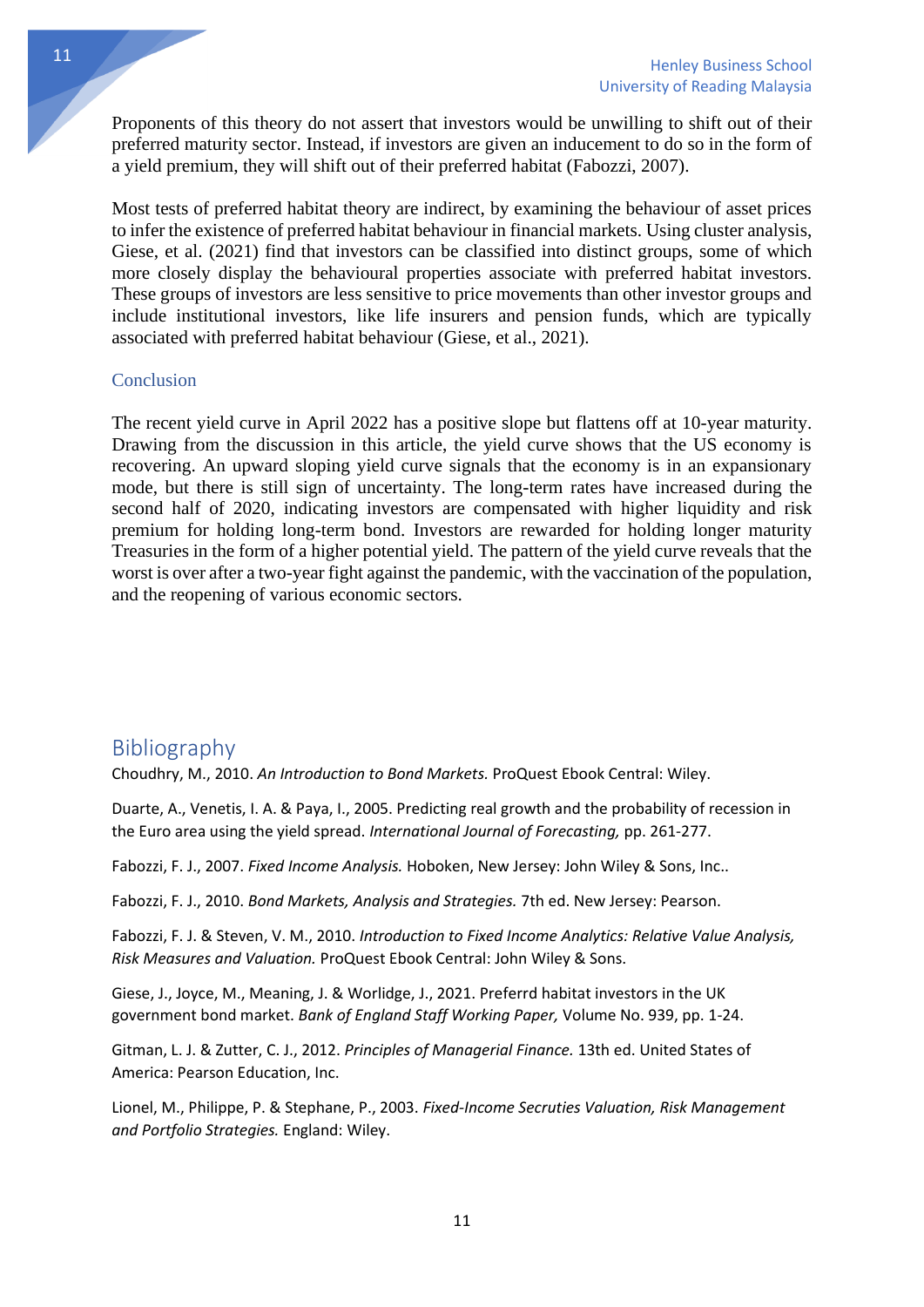Proponents of this theory do not assert that investors would be unwilling to shift out of their preferred maturity sector. Instead, if investors are given an inducement to do so in the form of a yield premium, they will shift out of their preferred habitat (Fabozzi, 2007).

Most tests of preferred habitat theory are indirect, by examining the behaviour of asset prices to infer the existence of preferred habitat behaviour in financial markets. Using cluster analysis, Giese, et al. (2021) find that investors can be classified into distinct groups, some of which more closely display the behavioural properties associate with preferred habitat investors. These groups of investors are less sensitive to price movements than other investor groups and include institutional investors, like life insurers and pension funds, which are typically associated with preferred habitat behaviour (Giese, et al., 2021).

### Conclusion

The recent yield curve in April 2022 has a positive slope but flattens off at 10-year maturity. Drawing from the discussion in this article, the yield curve shows that the US economy is recovering. An upward sloping yield curve signals that the economy is in an expansionary mode, but there is still sign of uncertainty. The long-term rates have increased during the second half of 2020, indicating investors are compensated with higher liquidity and risk premium for holding long-term bond. Investors are rewarded for holding longer maturity Treasuries in the form of a higher potential yield. The pattern of the yield curve reveals that the worst is over after a two-year fight against the pandemic, with the vaccination of the population, and the reopening of various economic sectors.

## Bibliography

Choudhry, M., 2010. *An Introduction to Bond Markets.* ProQuest Ebook Central: Wiley.

Duarte, A., Venetis, I. A. & Paya, I., 2005. Predicting real growth and the probability of recession in the Euro area using the yield spread. *International Journal of Forecasting,* pp. 261-277.

Fabozzi, F. J., 2007. *Fixed Income Analysis.* Hoboken, New Jersey: John Wiley & Sons, Inc..

Fabozzi, F. J., 2010. *Bond Markets, Analysis and Strategies.* 7th ed. New Jersey: Pearson.

Fabozzi, F. J. & Steven, V. M., 2010. *Introduction to Fixed Income Analytics: Relative Value Analysis, Risk Measures and Valuation.* ProQuest Ebook Central: John Wiley & Sons.

Giese, J., Joyce, M., Meaning, J. & Worlidge, J., 2021. Preferrd habitat investors in the UK government bond market. *Bank of England Staff Working Paper,* Volume No. 939, pp. 1-24.

Gitman, L. J. & Zutter, C. J., 2012. *Principles of Managerial Finance.* 13th ed. United States of America: Pearson Education, Inc.

Lionel, M., Philippe, P. & Stephane, P., 2003. *Fixed-Income Secruties Valuation, Risk Management and Portfolio Strategies.* England: Wiley.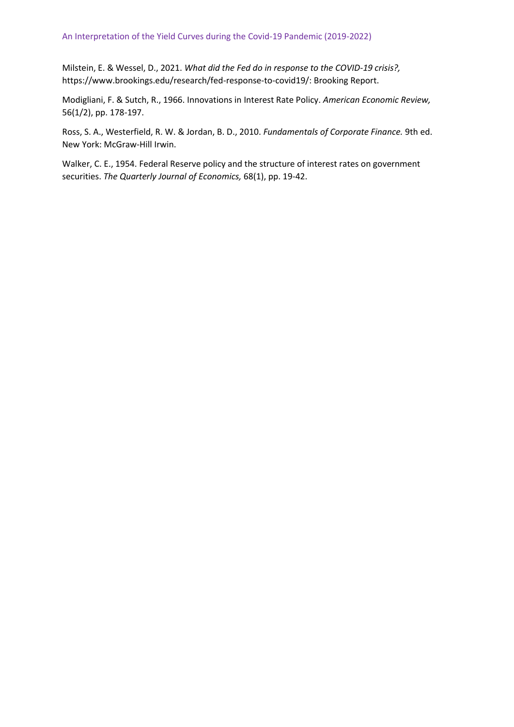Milstein, E. & Wessel, D., 2021. *What did the Fed do in response to the COVID-19 crisis?,* https://www.brookings.edu/research/fed-response-to-covid19/: Brooking Report.

Modigliani, F. & Sutch, R., 1966. Innovations in Interest Rate Policy. *American Economic Review,* 56(1/2), pp. 178-197.

Ross, S. A., Westerfield, R. W. & Jordan, B. D., 2010. *Fundamentals of Corporate Finance.* 9th ed. New York: McGraw-Hill Irwin.

Walker, C. E., 1954. Federal Reserve policy and the structure of interest rates on government securities. *The Quarterly Journal of Economics,* 68(1), pp. 19-42.